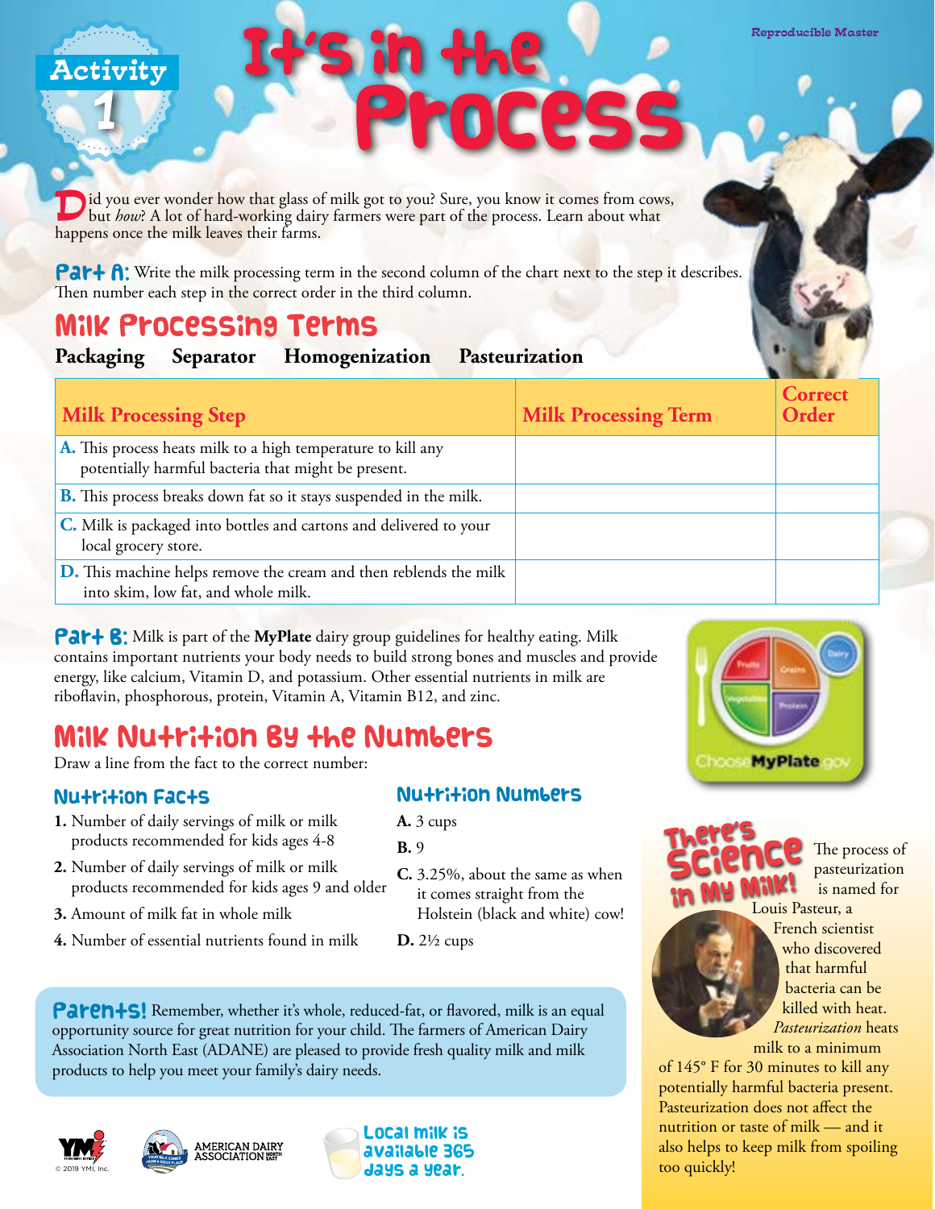Activity 1

Reproducible Master

# It's in the Process

Did you ever wonder how that glass of milk got to you? Sure, you know it comes from cows, but *how*? A lot of hard-working dairy farmers were part of the process. Learn about what happens once the milk leaves their farms.

**Part A:** Write the milk processing term in the second column of the chart next to the step it describes. Then number each step in the correct order in the third column.

## Milk Processing Terms

**Packaging** **Separator** **Homogenization** **Pasteurization**

| Milk Processing Step | Milk Processing Term | Correct Order |
|---|---|---|
| **A.** This process heats milk to a high temperature to kill any potentially harmful bacteria that might be present. | | |
| **B.** This process breaks down fat so it stays suspended in the milk. | | |
| **C.** Milk is packaged into bottles and cartons and delivered to your local grocery store. | | |
| **D.** This machine helps remove the cream and then reblends the milk into skim, low fat, and whole milk. | | |

**Part B:** Milk is part of the **MyPlate** dairy group guidelines for healthy eating. Milk contains important nutrients your body needs to build strong bones and muscles and provide energy, like calcium, Vitamin D, and potassium. Other essential nutrients in milk are riboflavin, phosphorous, protein, Vitamin A, Vitamin B12, and zinc.

## Milk Nutrition By the Numbers

Draw a line from the fact to the correct number:

### Nutrition Facts

1. Number of daily servings of milk or milk products recommended for kids ages 4-8
2. Number of daily servings of milk or milk products recommended for kids ages 9 and older
3. Amount of milk fat in whole milk
4. Number of essential nutrients found in milk

### Nutrition Numbers

**A.** 3 cups

**B.** 9

**C.** 3.25%, about the same as when it comes straight from the Holstein (black and white) cow!

**D.** 2½ cups

**There's Science in My Milk!** The process of pasteurization is named for Louis Pasteur, a French scientist who discovered that harmful bacteria can be killed with heat. *Pasteurization* heats milk to a minimum of 145° F for 30 minutes to kill any potentially harmful bacteria present. Pasteurization does not affect the nutrition or taste of milk — and it also helps to keep milk from spoiling too quickly!

**Parents!** Remember, whether it's whole, reduced-fat, or flavored, milk is an equal opportunity source for great nutrition for your child. The farmers of American Dairy Association North East (ADANE) are pleased to provide fresh quality milk and milk products to help you meet your family's dairy needs.

Local milk is available 365 days a year.

© 2019 YMI, Inc.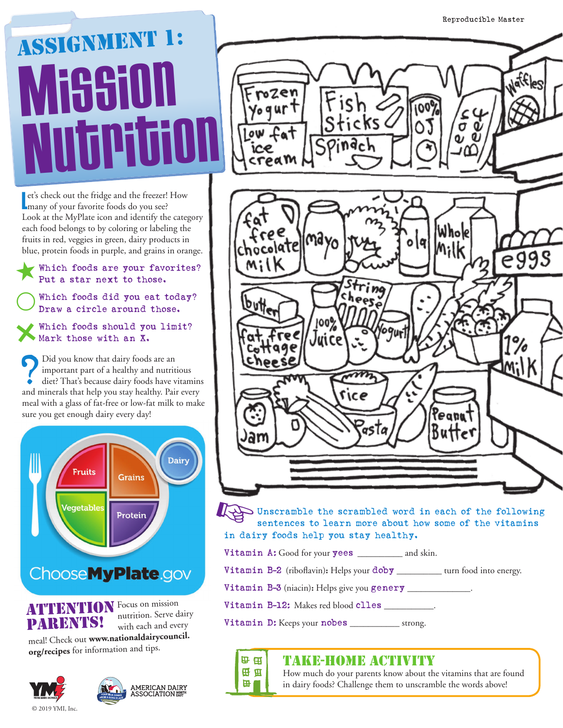Reproducible Master

# ASSIGNMENT 1: Mission Nutrition

Let's check out the fridge and the freezer! How many of your favorite foods do you see? Look at the MyPlate icon and identify the category each food belongs to by coloring or labeling the fruits in red, veggies in green, dairy products in blue, protein foods in purple, and grains in orange.

★ Which foods are your favorites? Put a star next to those.

◯ Which foods did you eat today? Draw a circle around those.

✗ Which foods should you limit? Mark those with an X.

? Did you know that dairy foods are an important part of a healthy and nutritious diet? That's because dairy foods have vitamins and minerals that help you stay healthy. Pair every meal with a glass of fat-free or low-fat milk to make sure you get enough dairy every day!

Fruits
Grains
Vegetables
Protein
Dairy
ChooseMyPlate.gov

**ATTENTION PARENTS!** Focus on mission nutrition. Serve dairy with each and every meal! Check out **www.nationaldairycouncil.org/recipes** for information and tips.

Frozen Yogurt
Low fat ice cream
Fish Sticks
Spinach
100% OJ
Lean Beef
Waffles
fat free chocolate milk
mayo
ola
Whole Milk
eggs
butter
String cheese
fat free cottage cheese
100% Juice
Yogurt
1% Milk
Jam
rice
Pasta
Peanut Butter

Unscramble the scrambled word in each of the following sentences to learn more about how some of the vitamins in dairy foods help you stay healthy.

**Vitamin A:** Good for your **yees** __________ and skin.

**Vitamin B-2** (riboflavin)**:** Helps your **doby** __________ turn food into energy.

**Vitamin B-3** (niacin)**:** Helps give you **genery** ______________.

**Vitamin B-12:** Makes red blood **clles** ___________.

**Vitamin D:** Keeps your **nobes** ___________ strong.

## TAKE-HOME ACTIVITY

How much do your parents know about the vitamins that are found in dairy foods? Challenge them to unscramble the words above!

AMERICAN DAIRY ASSOCIATION NORTH EAST

© 2019 YMI, Inc.